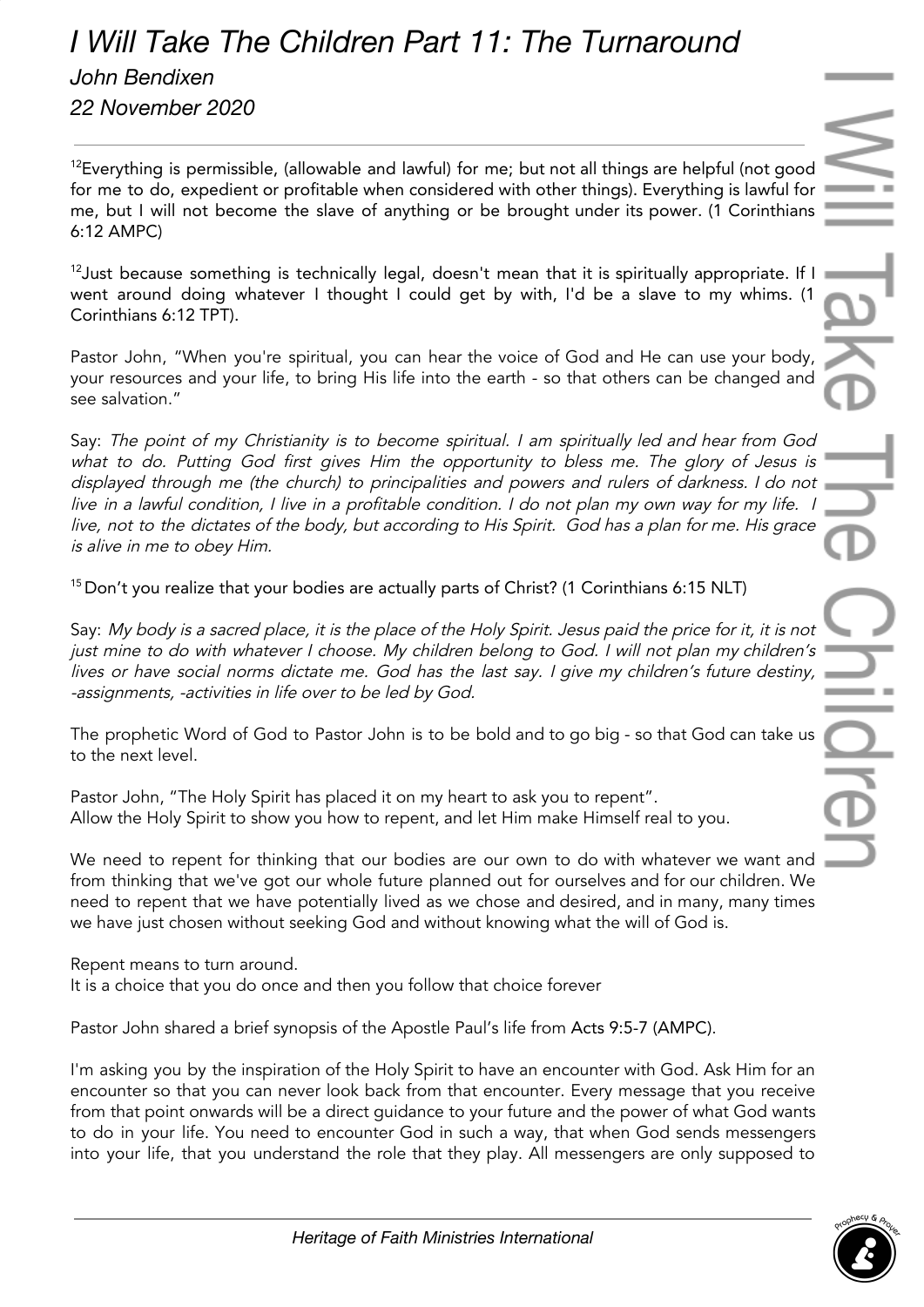# *I Will Take The Children Part 11: The Turnaround*

*John Bendixen*

*22 November 2020*

---

[12]Everything is permissible, (allowable and lawful) for me; but not all things are helpful (not good for me to do, expedient or profitable when considered with other things). Everything is lawful for me, but I will not become the slave of anything or be brought under its power. (1 Corinthians 6:12 AMPC)

[12]Just because something is technically legal, doesn't mean that it is spiritually appropriate. If I went around doing whatever I thought I could get by with, I'd be a slave to my whims. (1 Corinthians 6:12 TPT).

Pastor John, "When you're spiritual, you can hear the voice of God and He can use your body, your resources and your life, to bring His life into the earth - so that others can be changed and see salvation."

Say: *The point of my Christianity is to become spiritual. I am spiritually led and hear from God what to do. Putting God first gives Him the opportunity to bless me. The glory of Jesus is displayed through me (the church) to principalities and powers and rulers of darkness. I do not live in a lawful condition, I live in a profitable condition. I do not plan my own way for my life. I live, not to the dictates of the body, but according to His Spirit. God has a plan for me. His grace is alive in me to obey Him.*

[15] Don't you realize that your bodies are actually parts of Christ? (1 Corinthians 6:15 NLT)

Say: *My body is a sacred place, it is the place of the Holy Spirit. Jesus paid the price for it, it is not just mine to do with whatever I choose. My children belong to God. I will not plan my children's lives or have social norms dictate me. God has the last say. I give my children's future destiny, -assignments, -activities in life over to be led by God.*

The prophetic Word of God to Pastor John is to be bold and to go big - so that God can take us to the next level.

Pastor John, "The Holy Spirit has placed it on my heart to ask you to repent".
Allow the Holy Spirit to show you how to repent, and let Him make Himself real to you.

We need to repent for thinking that our bodies are our own to do with whatever we want and from thinking that we've got our whole future planned out for ourselves and for our children. We need to repent that we have potentially lived as we chose and desired, and in many, many times we have just chosen without seeking God and without knowing what the will of God is.

Repent means to turn around.
It is a choice that you do once and then you follow that choice forever

Pastor John shared a brief synopsis of the Apostle Paul's life from Acts 9:5-7 (AMPC).

I'm asking you by the inspiration of the Holy Spirit to have an encounter with God. Ask Him for an encounter so that you can never look back from that encounter. Every message that you receive from that point onwards will be a direct guidance to your future and the power of what God wants to do in your life. You need to encounter God in such a way, that when God sends messengers into your life, that you understand the role that they play. All messengers are only supposed to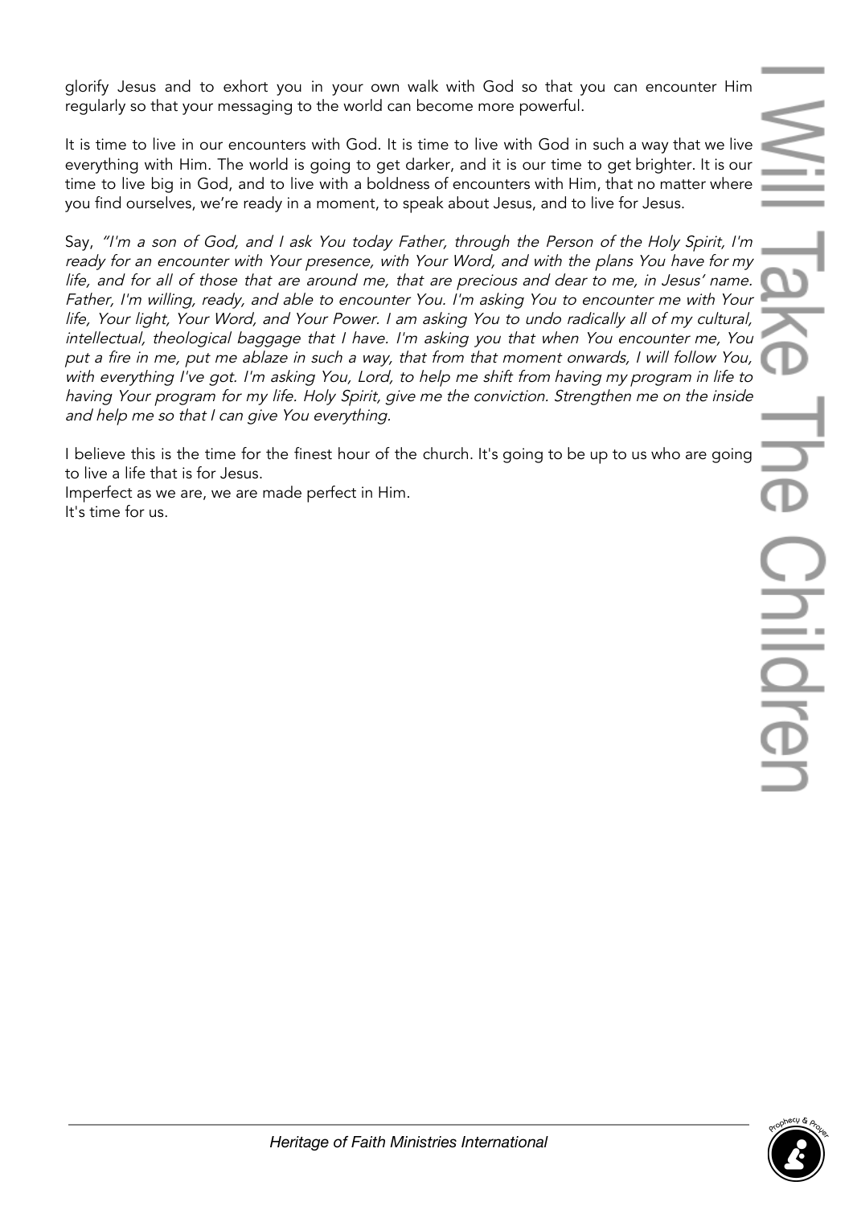glorify Jesus and to exhort you in your own walk with God so that you can encounter Him regularly so that your messaging to the world can become more powerful.

It is time to live in our encounters with God. It is time to live with God in such a way that we live everything with Him. The world is going to get darker, and it is our time to get brighter. It is our time to live big in God, and to live with a boldness of encounters with Him, that no matter where you find ourselves, we're ready in a moment, to speak about Jesus, and to live for Jesus.

Say, *"I'm a son of God, and I ask You today Father, through the Person of the Holy Spirit, I'm ready for an encounter with Your presence, with Your Word, and with the plans You have for my life, and for all of those that are around me, that are precious and dear to me, in Jesus' name. Father, I'm willing, ready, and able to encounter You. I'm asking You to encounter me with Your life, Your light, Your Word, and Your Power. I am asking You to undo radically all of my cultural, intellectual, theological baggage that I have. I'm asking you that when You encounter me, You put a fire in me, put me ablaze in such a way, that from that moment onwards, I will follow You, with everything I've got. I'm asking You, Lord, to help me shift from having my program in life to having Your program for my life. Holy Spirit, give me the conviction. Strengthen me on the inside and help me so that I can give You everything.*

I believe this is the time for the finest hour of the church. It's going to be up to us who are going to live a life that is for Jesus.
Imperfect as we are, we are made perfect in Him.
It's time for us.